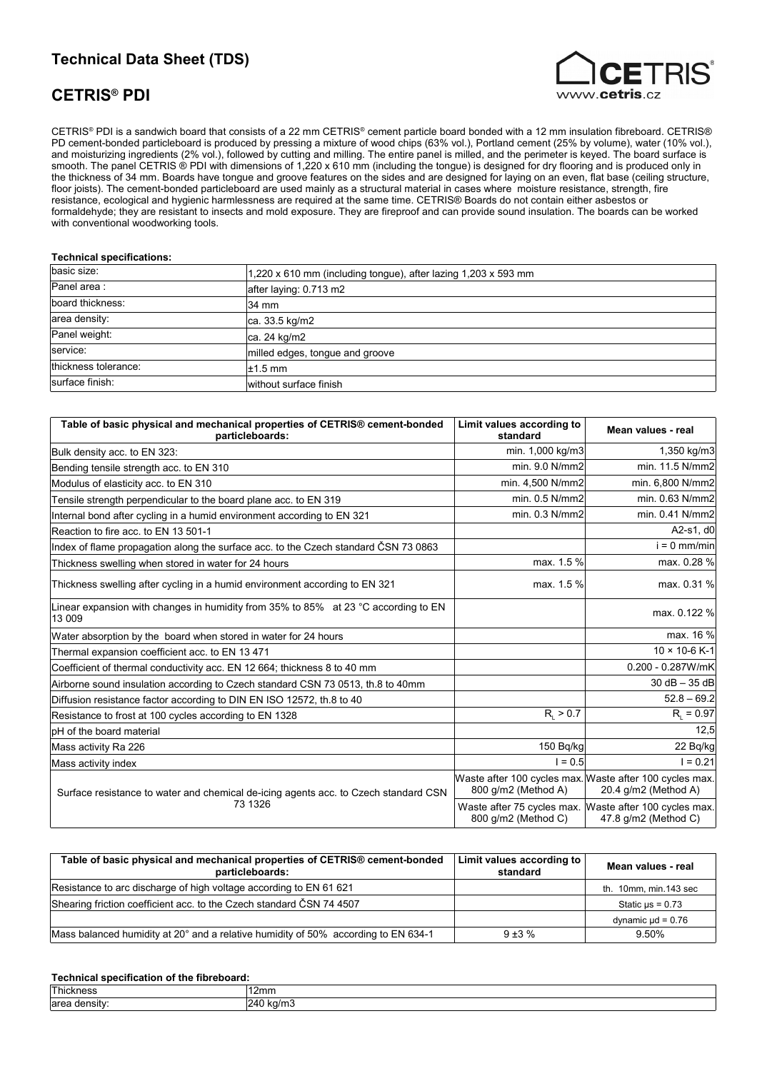# Technical Data Sheet (TDS)

## CETRIS® PDI

CETRIS® PDI is a sandwich board that consists of a 22 mm CETRIS® cement particle board bonded with a 12 mm insulation fibreboard. CETRIS® PD cement-bonded particleboard is produced by pressing a mixture of wood chips (63% vol.), Portland cement (25% by volume), water (10% vol.), and moisturizing ingredients (2% vol.), followed by cutting and milling. The entire panel is milled, and the perimeter is keyed. The board surface is smooth. The panel CETRIS ® PDI with dimensions of 1,220 x 610 mm (including the tongue) is designed for dry flooring and is produced only in the thickness of 34 mm. Boards have tongue and groove features on the sides and are designed for laying on an even, flat base (ceiling structure, floor joists). The cement-bonded particleboard are used mainly as a structural material in cases where moisture resistance, strength, fire resistance, ecological and hygienic harmlessness are required at the same time. CETRIS® Boards do not contain either asbestos or formaldehyde; they are resistant to insects and mold exposure. They are fireproof and can provide sound insulation. The boards can be worked with conventional woodworking tools.

**Technical specifications:**

| | |
|---|---|
| basic size: | 1,220 x 610 mm (including tongue), after lazing 1,203 x 593 mm |
| Panel area : | after laying: 0.713 m2 |
| board thickness: | 34 mm |
| area density: | ca. 33.5 kg/m2 |
| Panel weight: | ca. 24 kg/m2 |
| service: | milled edges, tongue and groove |
| thickness tolerance: | ±1.5 mm |
| surface finish: | without surface finish |

| Table of basic physical and mechanical properties of CETRIS® cement-bonded particleboards: | Limit values according to standard | Mean values - real |
|---|---|---|
| Bulk density acc. to EN 323: | min. 1,000 kg/m3 | 1,350 kg/m3 |
| Bending tensile strength acc. to EN 310 | min. 9.0 N/mm2 | min. 11.5 N/mm2 |
| Modulus of elasticity acc. to EN 310 | min. 4,500 N/mm2 | min. 6,800 N/mm2 |
| Tensile strength perpendicular to the board plane acc. to EN 319 | min. 0.5 N/mm2 | min. 0.63 N/mm2 |
| Internal bond after cycling in a humid environment according to EN 321 | min. 0.3 N/mm2 | min. 0.41 N/mm2 |
| Reaction to fire acc. to EN 13 501-1 | | A2-s1, d0 |
| Index of flame propagation along the surface acc. to the Czech standard ČSN 73 0863 | | i = 0 mm/min |
| Thickness swelling when stored in water for 24 hours | max. 1.5 % | max. 0.28 % |
| Thickness swelling after cycling in a humid environment according to EN 321 | max. 1.5 % | max. 0.31 % |
| Linear expansion with changes in humidity from 35% to 85% at 23 °C according to EN 13 009 | | max. 0.122 % |
| Water absorption by the board when stored in water for 24 hours | | max. 16 % |
| Thermal expansion coefficient acc. to EN 13 471 | | $10 \times 10^{-6}$ K-1 |
| Coefficient of thermal conductivity acc. EN 12 664; thickness 8 to 40 mm | | 0.200 - 0.287W/mK |
| Airborne sound insulation according to Czech standard CSN 73 0513, th.8 to 40mm | | 30 dB – 35 dB |
| Diffusion resistance factor according to DIN EN ISO 12572, th.8 to 40 | | 52.8 – 69.2 |
| Resistance to frost at 100 cycles according to EN 1328 | $R_L > 0.7$ | $R_L = 0.97$ |
| pH of the board material | | 12,5 |
| Mass activity Ra 226 | 150 Bq/kg | 22 Bq/kg |
| Mass activity index | I = 0.5 | I = 0.21 |
| Surface resistance to water and chemical de-icing agents acc. to Czech standard CSN 73 1326 | Waste after 100 cycles max. 800 g/m2 (Method A) | Waste after 100 cycles max. 20.4 g/m2 (Method A) |
| | Waste after 75 cycles max. 800 g/m2 (Method C) | Waste after 100 cycles max. 47.8 g/m2 (Method C) |

| Table of basic physical and mechanical properties of CETRIS® cement-bonded particleboards: | Limit values according to standard | Mean values - real |
|---|---|---|
| Resistance to arc discharge of high voltage according to EN 61 621 | | th. 10mm, min.143 sec |
| Shearing friction coefficient acc. to the Czech standard ČSN 74 4507 | | Static μs = 0.73 |
| | | dynamic μd = 0.76 |
| Mass balanced humidity at 20° and a relative humidity of 50% according to EN 634-1 | 9 ±3 % | 9.50% |

**Technical specification of the fibreboard:**

| | |
|---|---|
| Thickness | 12mm |
| area density: | 240 kg/m3 |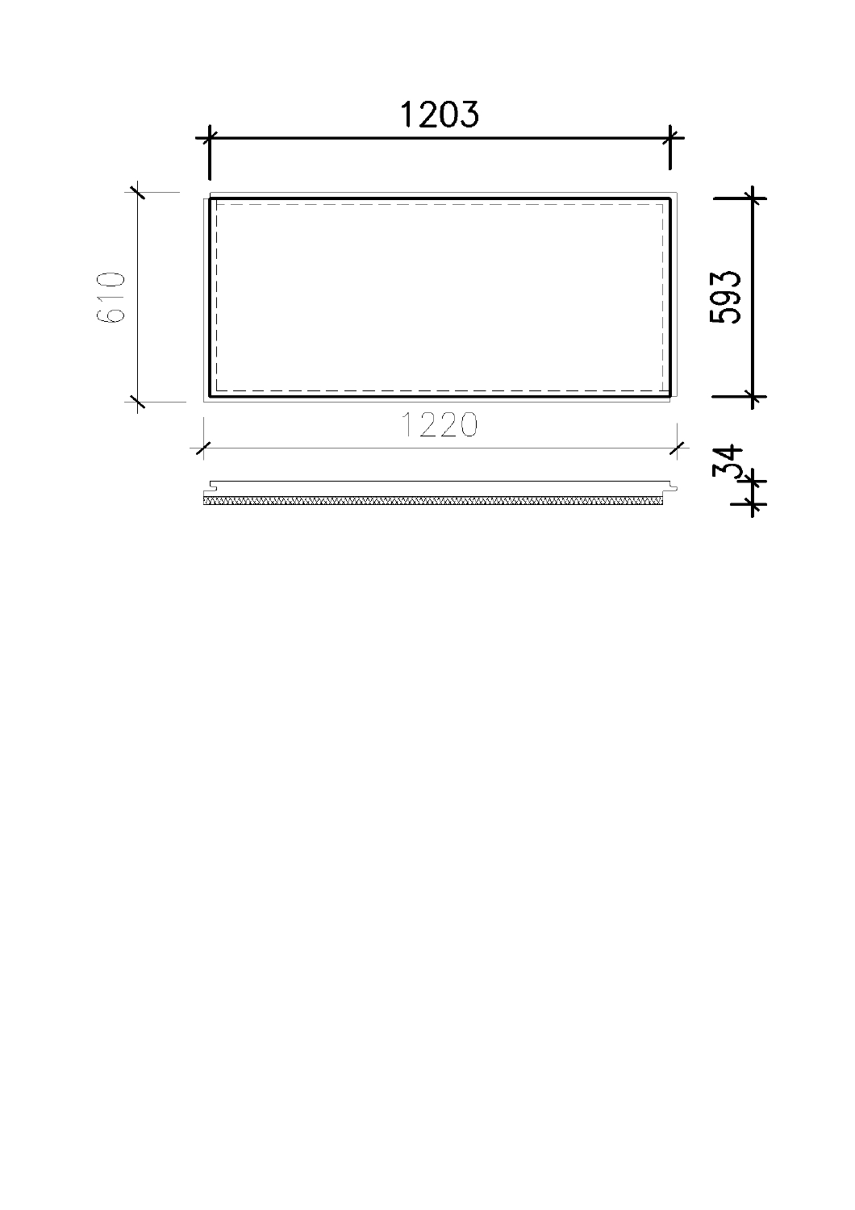1203

610

593

1220

34